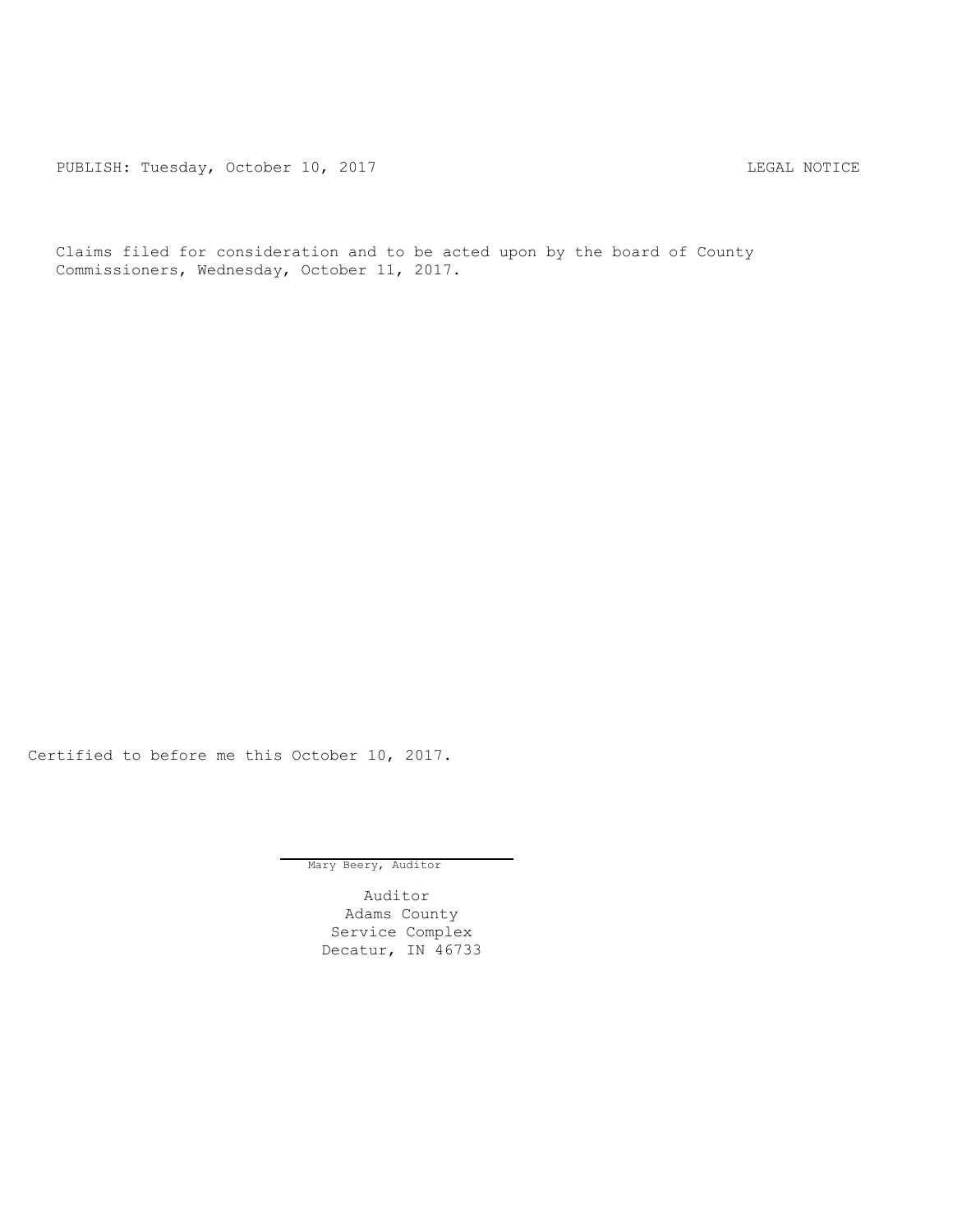PUBLISH: Tuesday, October 10, 2017 LEGAL NOTICE

Claims filed for consideration and to be acted upon by the board of County Commissioners, Wednesday, October 11, 2017.

Certified to before me this October 10, 2017.

Mary Beery, Auditor

Auditor
Adams County
Service Complex
Decatur, IN 46733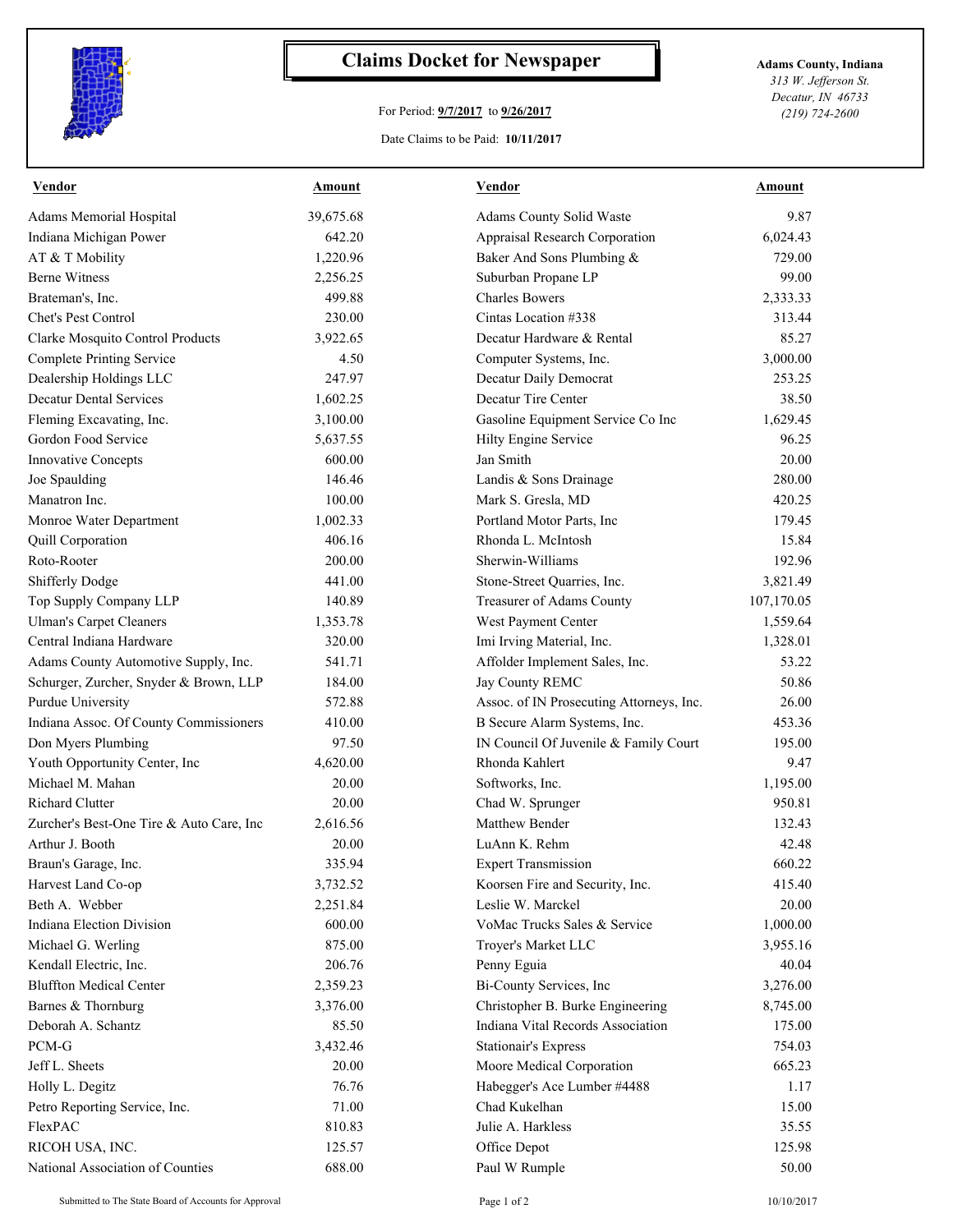# Claims Docket for Newspaper

For Period: **9/7/2017** to **9/26/2017**

Date Claims to be Paid: **10/11/2017**

**Adams County, Indiana**
*313 W. Jefferson St.*
*Decatur, IN 46733*
*(219) 724-2600*

| Vendor | Amount | Vendor | Amount |
|---|---|---|---|
| Adams Memorial Hospital | 39,675.68 | Adams County Solid Waste | 9.87 |
| Indiana Michigan Power | 642.20 | Appraisal Research Corporation | 6,024.43 |
| AT & T Mobility | 1,220.96 | Baker And Sons Plumbing & | 729.00 |
| Berne Witness | 2,256.25 | Suburban Propane LP | 99.00 |
| Brateman's, Inc. | 499.88 | Charles Bowers | 2,333.33 |
| Chet's Pest Control | 230.00 | Cintas Location #338 | 313.44 |
| Clarke Mosquito Control Products | 3,922.65 | Decatur Hardware & Rental | 85.27 |
| Complete Printing Service | 4.50 | Computer Systems, Inc. | 3,000.00 |
| Dealership Holdings LLC | 247.97 | Decatur Daily Democrat | 253.25 |
| Decatur Dental Services | 1,602.25 | Decatur Tire Center | 38.50 |
| Fleming Excavating, Inc. | 3,100.00 | Gasoline Equipment Service Co Inc | 1,629.45 |
| Gordon Food Service | 5,637.55 | Hilty Engine Service | 96.25 |
| Innovative Concepts | 600.00 | Jan Smith | 20.00 |
| Joe Spaulding | 146.46 | Landis & Sons Drainage | 280.00 |
| Manatron Inc. | 100.00 | Mark S. Gresla, MD | 420.25 |
| Monroe Water Department | 1,002.33 | Portland Motor Parts, Inc | 179.45 |
| Quill Corporation | 406.16 | Rhonda L. McIntosh | 15.84 |
| Roto-Rooter | 200.00 | Sherwin-Williams | 192.96 |
| Shifferly Dodge | 441.00 | Stone-Street Quarries, Inc. | 3,821.49 |
| Top Supply Company LLP | 140.89 | Treasurer of Adams County | 107,170.05 |
| Ulman's Carpet Cleaners | 1,353.78 | West Payment Center | 1,559.64 |
| Central Indiana Hardware | 320.00 | Imi Irving Material, Inc. | 1,328.01 |
| Adams County Automotive Supply, Inc. | 541.71 | Affolder Implement Sales, Inc. | 53.22 |
| Schurger, Zurcher, Snyder & Brown, LLP | 184.00 | Jay County REMC | 50.86 |
| Purdue University | 572.88 | Assoc. of IN Prosecuting Attorneys, Inc. | 26.00 |
| Indiana Assoc. Of County Commissioners | 410.00 | B Secure Alarm Systems, Inc. | 453.36 |
| Don Myers Plumbing | 97.50 | IN Council Of Juvenile & Family Court | 195.00 |
| Youth Opportunity Center, Inc | 4,620.00 | Rhonda Kahlert | 9.47 |
| Michael M. Mahan | 20.00 | Softworks, Inc. | 1,195.00 |
| Richard Clutter | 20.00 | Chad W. Sprunger | 950.81 |
| Zurcher's Best-One Tire & Auto Care, Inc | 2,616.56 | Matthew Bender | 132.43 |
| Arthur J. Booth | 20.00 | LuAnn K. Rehm | 42.48 |
| Braun's Garage, Inc. | 335.94 | Expert Transmission | 660.22 |
| Harvest Land Co-op | 3,732.52 | Koorsen Fire and Security, Inc. | 415.40 |
| Beth A. Webber | 2,251.84 | Leslie W. Marckel | 20.00 |
| Indiana Election Division | 600.00 | VoMac Trucks Sales & Service | 1,000.00 |
| Michael G. Werling | 875.00 | Troyer's Market LLC | 3,955.16 |
| Kendall Electric, Inc. | 206.76 | Penny Eguia | 40.04 |
| Bluffton Medical Center | 2,359.23 | Bi-County Services, Inc | 3,276.00 |
| Barnes & Thornburg | 3,376.00 | Christopher B. Burke Engineering | 8,745.00 |
| Deborah A. Schantz | 85.50 | Indiana Vital Records Association | 175.00 |
| PCM-G | 3,432.46 | Stationair's Express | 754.03 |
| Jeff L. Sheets | 20.00 | Moore Medical Corporation | 665.23 |
| Holly L. Degitz | 76.76 | Habegger's Ace Lumber #4488 | 1.17 |
| Petro Reporting Service, Inc. | 71.00 | Chad Kukelhan | 15.00 |
| FlexPAC | 810.83 | Julie A. Harkless | 35.55 |
| RICOH USA, INC. | 125.57 | Office Depot | 125.98 |
| National Association of Counties | 688.00 | Paul W Rumple | 50.00 |

Submitted to The State Board of Accounts for Approval — 10/10/2017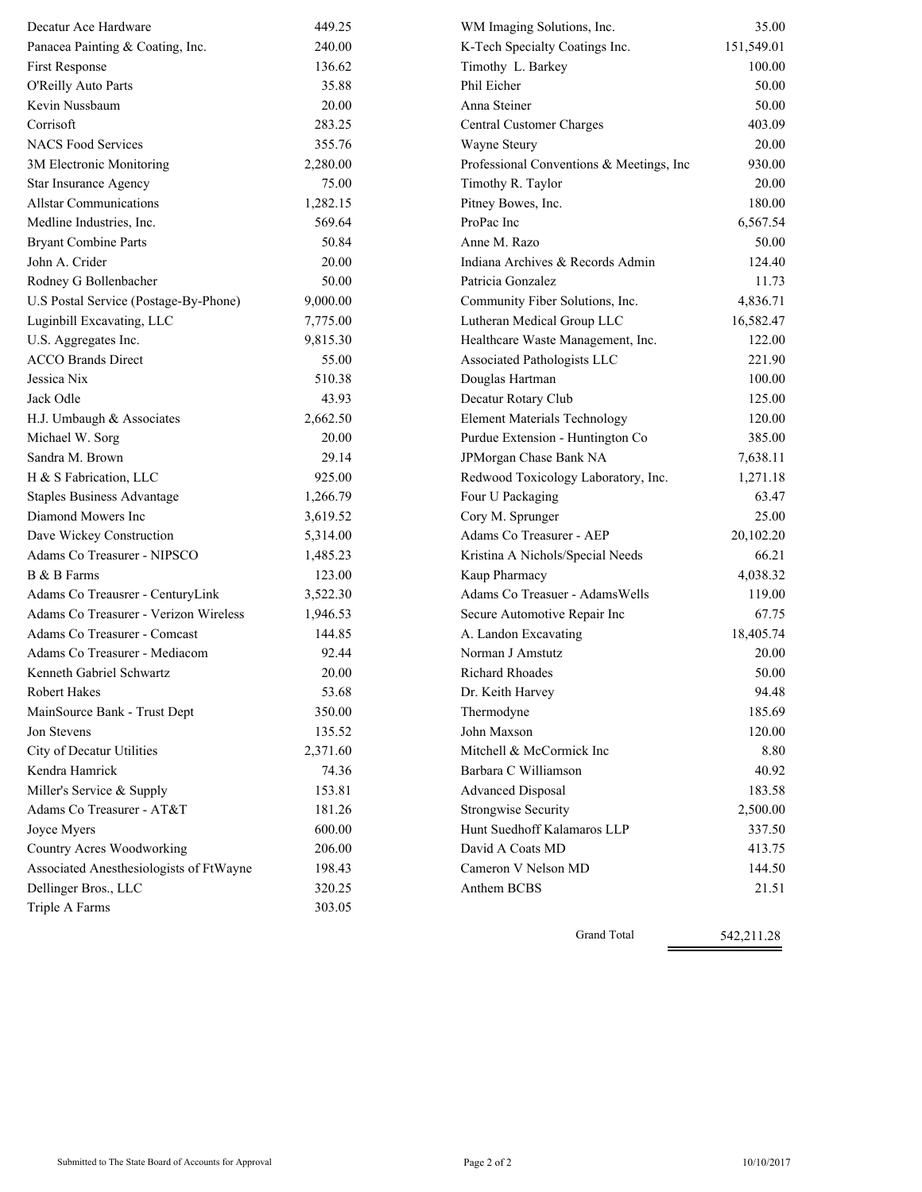| | |
|---|---|
| Decatur Ace Hardware | 449.25 |
| Panacea Painting & Coating, Inc. | 240.00 |
| First Response | 136.62 |
| O'Reilly Auto Parts | 35.88 |
| Kevin Nussbaum | 20.00 |
| Corrisoft | 283.25 |
| NACS Food Services | 355.76 |
| 3M Electronic Monitoring | 2,280.00 |
| Star Insurance Agency | 75.00 |
| Allstar Communications | 1,282.15 |
| Medline Industries, Inc. | 569.64 |
| Bryant Combine Parts | 50.84 |
| John A. Crider | 20.00 |
| Rodney G Bollenbacher | 50.00 |
| U.S Postal Service (Postage-By-Phone) | 9,000.00 |
| Luginbill Excavating, LLC | 7,775.00 |
| U.S. Aggregates Inc. | 9,815.30 |
| ACCO Brands Direct | 55.00 |
| Jessica Nix | 510.38 |
| Jack Odle | 43.93 |
| H.J. Umbaugh & Associates | 2,662.50 |
| Michael W. Sorg | 20.00 |
| Sandra M. Brown | 29.14 |
| H & S Fabrication, LLC | 925.00 |
| Staples Business Advantage | 1,266.79 |
| Diamond Mowers Inc | 3,619.52 |
| Dave Wickey Construction | 5,314.00 |
| Adams Co Treasurer - NIPSCO | 1,485.23 |
| B & B Farms | 123.00 |
| Adams Co Treausrer - CenturyLink | 3,522.30 |
| Adams Co Treasurer - Verizon Wireless | 1,946.53 |
| Adams Co Treasurer - Comcast | 144.85 |
| Adams Co Treasurer - Mediacom | 92.44 |
| Kenneth Gabriel Schwartz | 20.00 |
| Robert Hakes | 53.68 |
| MainSource Bank - Trust Dept | 350.00 |
| Jon Stevens | 135.52 |
| City of Decatur Utilities | 2,371.60 |
| Kendra Hamrick | 74.36 |
| Miller's Service & Supply | 153.81 |
| Adams Co Treasurer - AT&T | 181.26 |
| Joyce Myers | 600.00 |
| Country Acres Woodworking | 206.00 |
| Associated Anesthesiologists of FtWayne | 198.43 |
| Dellinger Bros., LLC | 320.25 |
| Triple A Farms | 303.05 |
| WM Imaging Solutions, Inc. | 35.00 |
| K-Tech Specialty Coatings Inc. | 151,549.01 |
| Timothy L. Barkey | 100.00 |
| Phil Eicher | 50.00 |
| Anna Steiner | 50.00 |
| Central Customer Charges | 403.09 |
| Wayne Steury | 20.00 |
| Professional Conventions & Meetings, Inc | 930.00 |
| Timothy R. Taylor | 20.00 |
| Pitney Bowes, Inc. | 180.00 |
| ProPac Inc | 6,567.54 |
| Anne M. Razo | 50.00 |
| Indiana Archives & Records Admin | 124.40 |
| Patricia Gonzalez | 11.73 |
| Community Fiber Solutions, Inc. | 4,836.71 |
| Lutheran Medical Group LLC | 16,582.47 |
| Healthcare Waste Management, Inc. | 122.00 |
| Associated Pathologists LLC | 221.90 |
| Douglas Hartman | 100.00 |
| Decatur Rotary Club | 125.00 |
| Element Materials Technology | 120.00 |
| Purdue Extension - Huntington Co | 385.00 |
| JPMorgan Chase Bank NA | 7,638.11 |
| Redwood Toxicology Laboratory, Inc. | 1,271.18 |
| Four U Packaging | 63.47 |
| Cory M. Sprunger | 25.00 |
| Adams Co Treasurer - AEP | 20,102.20 |
| Kristina A Nichols/Special Needs | 66.21 |
| Kaup Pharmacy | 4,038.32 |
| Adams Co Treasuer - AdamsWells | 119.00 |
| Secure Automotive Repair Inc | 67.75 |
| A. Landon Excavating | 18,405.74 |
| Norman J Amstutz | 20.00 |
| Richard Rhoades | 50.00 |
| Dr. Keith Harvey | 94.48 |
| Thermodyne | 185.69 |
| John Maxson | 120.00 |
| Mitchell & McCormick Inc | 8.80 |
| Barbara C Williamson | 40.92 |
| Advanced Disposal | 183.58 |
| Strongwise Security | 2,500.00 |
| Hunt Suedhoff Kalamaros LLP | 337.50 |
| David A Coats MD | 413.75 |
| Cameron V Nelson MD | 144.50 |
| Anthem BCBS | 21.51 |
| **Grand Total** | **542,211.28** |

Submitted to The State Board of Accounts for Approval

10/10/2017